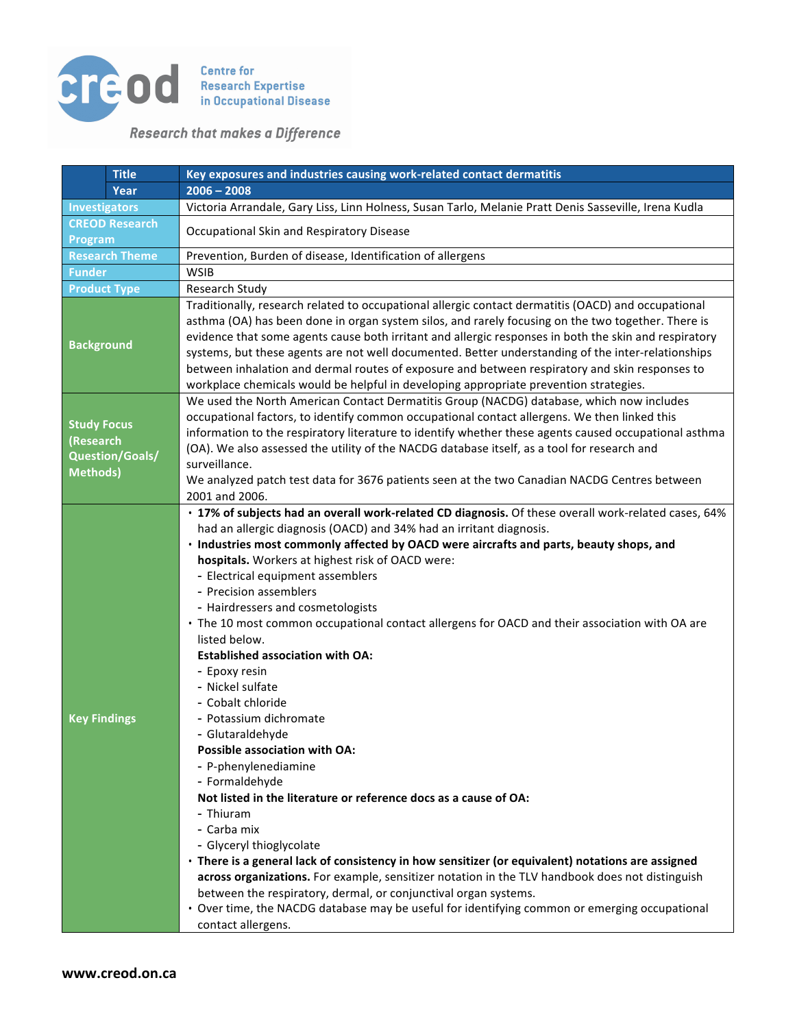**creod** Centre for Research Expertise in Occupational Disease

*Research that makes a Difference*

| | |
|---|---|
| **Title** | **Key exposures and industries causing work-related contact dermatitis** |
| **Year** | **2006 – 2008** |
| **Investigators** | Victoria Arrandale, Gary Liss, Linn Holness, Susan Tarlo, Melanie Pratt Denis Sasseville, Irena Kudla |
| **CREOD Research Program** | Occupational Skin and Respiratory Disease |
| **Research Theme** | Prevention, Burden of disease, Identification of allergens |
| **Funder** | WSIB |
| **Product Type** | Research Study |
| **Background** | Traditionally, research related to occupational allergic contact dermatitis (OACD) and occupational asthma (OA) has been done in organ system silos, and rarely focusing on the two together. There is evidence that some agents cause both irritant and allergic responses in both the skin and respiratory systems, but these agents are not well documented. Better understanding of the inter-relationships between inhalation and dermal routes of exposure and between respiratory and skin responses to workplace chemicals would be helpful in developing appropriate prevention strategies. |
| **Study Focus (Research Question/Goals/ Methods)** | We used the North American Contact Dermatitis Group (NACDG) database, which now includes occupational factors, to identify common occupational contact allergens. We then linked this information to the respiratory literature to identify whether these agents caused occupational asthma (OA). We also assessed the utility of the NACDG database itself, as a tool for research and surveillance.<br>We analyzed patch test data for 3676 patients seen at the two Canadian NACDG Centres between 2001 and 2006. |
| **Key Findings** | • **17% of subjects had an overall work-related CD diagnosis.** Of these overall work-related cases, 64% had an allergic diagnosis (OACD) and 34% had an irritant diagnosis.<br>• **Industries most commonly affected by OACD were aircrafts and parts, beauty shops, and hospitals.** Workers at highest risk of OACD were:<br>- Electrical equipment assemblers<br>- Precision assemblers<br>- Hairdressers and cosmetologists<br>• The 10 most common occupational contact allergens for OACD and their association with OA are listed below.<br>**Established association with OA:**<br>- Epoxy resin<br>- Nickel sulfate<br>- Cobalt chloride<br>- Potassium dichromate<br>- Glutaraldehyde<br>**Possible association with OA:**<br>- P-phenylenediamine<br>- Formaldehyde<br>**Not listed in the literature or reference docs as a cause of OA:**<br>- Thiuram<br>- Carba mix<br>- Glyceryl thioglycolate<br>• **There is a general lack of consistency in how sensitizer (or equivalent) notations are assigned across organizations.** For example, sensitizer notation in the TLV handbook does not distinguish between the respiratory, dermal, or conjunctival organ systems.<br>• Over time, the NACDG database may be useful for identifying common or emerging occupational contact allergens. |

**www.creod.on.ca**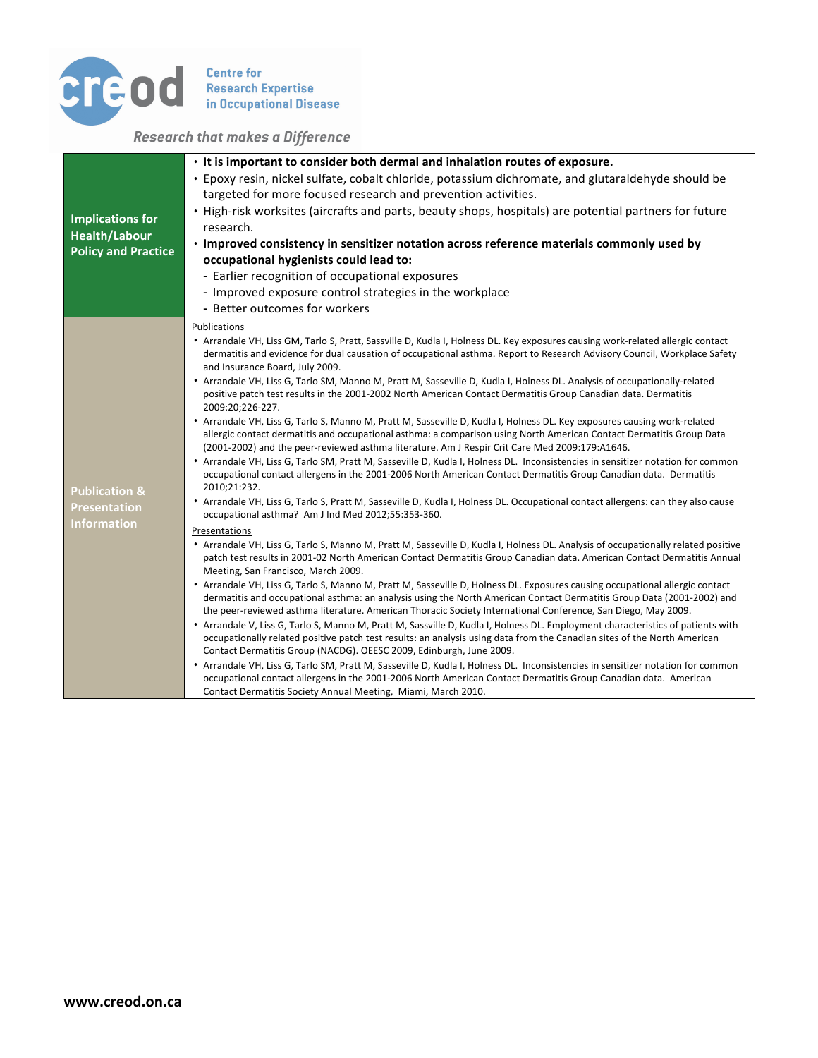**Centre for Research Expertise in Occupational Disease**

*Research that makes a Difference*

| | |
|---|---|
| **Implications for Health/Labour Policy and Practice** | • **It is important to consider both dermal and inhalation routes of exposure.**<br>• Epoxy resin, nickel sulfate, cobalt chloride, potassium dichromate, and glutaraldehyde should be targeted for more focused research and prevention activities.<br>• High-risk worksites (aircrafts and parts, beauty shops, hospitals) are potential partners for future research.<br>• **Improved consistency in sensitizer notation across reference materials commonly used by occupational hygienists could lead to:**<br>- Earlier recognition of occupational exposures<br>- Improved exposure control strategies in the workplace<br>- Better outcomes for workers |
| **Publication & Presentation Information** | Publications<br>• Arrandale VH, Liss GM, Tarlo S, Pratt, Sassville D, Kudla I, Holness DL. Key exposures causing work-related allergic contact dermatitis and evidence for dual causation of occupational asthma. Report to Research Advisory Council, Workplace Safety and Insurance Board, July 2009.<br>• Arrandale VH, Liss G, Tarlo SM, Manno M, Pratt M, Sasseville D, Kudla I, Holness DL. Analysis of occupationally-related positive patch test results in the 2001-2002 North American Contact Dermatitis Group Canadian data. Dermatitis 2009:20;226-227.<br>• Arrandale VH, Liss G, Tarlo S, Manno M, Pratt M, Sasseville D, Kudla I, Holness DL. Key exposures causing work-related allergic contact dermatitis and occupational asthma: a comparison using North American Contact Dermatitis Group Data (2001-2002) and the peer-reviewed asthma literature. Am J Respir Crit Care Med 2009:179:A1646.<br>• Arrandale VH, Liss G, Tarlo SM, Pratt M, Sasseville D, Kudla I, Holness DL. Inconsistencies in sensitizer notation for common occupational contact allergens in the 2001-2006 North American Contact Dermatitis Group Canadian data. Dermatitis 2010;21:232.<br>• Arrandale VH, Liss G, Tarlo S, Pratt M, Sasseville D, Kudla I, Holness DL. Occupational contact allergens: can they also cause occupational asthma? Am J Ind Med 2012;55:353-360.<br>Presentations<br>• Arrandale VH, Liss G, Tarlo S, Manno M, Pratt M, Sasseville D, Kudla I, Holness DL. Analysis of occupationally related positive patch test results in 2001-02 North American Contact Dermatitis Group Canadian data. American Contact Dermatitis Annual Meeting, San Francisco, March 2009.<br>• Arrandale VH, Liss G, Tarlo S, Manno M, Pratt M, Sasseville D, Holness DL. Exposures causing occupational allergic contact dermatitis and occupational asthma: an analysis using the North American Contact Dermatitis Group Data (2001-2002) and the peer-reviewed asthma literature. American Thoracic Society International Conference, San Diego, May 2009.<br>• Arrandale V, Liss G, Tarlo S, Manno M, Pratt M, Sassville D, Kudla I, Holness DL. Employment characteristics of patients with occupationally related positive patch test results: an analysis using data from the Canadian sites of the North American Contact Dermatitis Group (NACDG). OEESC 2009, Edinburgh, June 2009.<br>• Arrandale VH, Liss G, Tarlo SM, Pratt M, Sasseville D, Kudla I, Holness DL. Inconsistencies in sensitizer notation for common occupational contact allergens in the 2001-2006 North American Contact Dermatitis Group Canadian data. American Contact Dermatitis Society Annual Meeting, Miami, March 2010. |

**www.creod.on.ca**